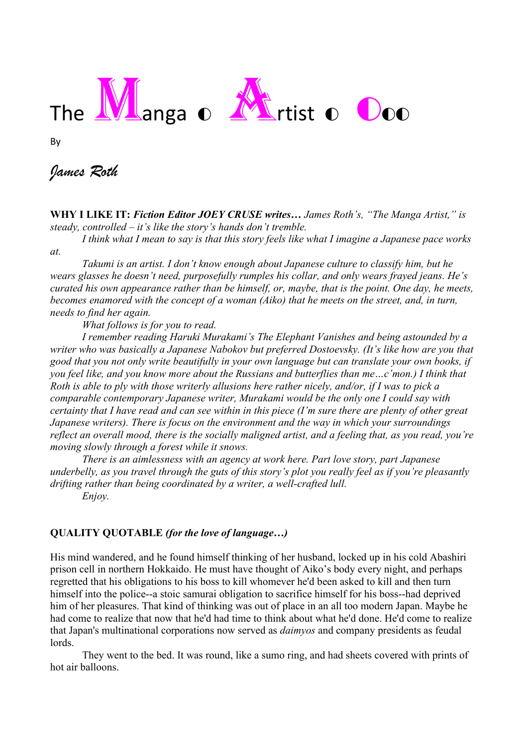# The Manga ◐ Artist ◐ ◐◐◐

By

*James Roth*

**WHY I LIKE IT:** ***Fiction Editor JOEY CRUSE writes…*** *James Roth's, "The Manga Artist," is steady, controlled – it's like the story's hands don't tremble.*

*I think what I mean to say is that this story feels like what I imagine a Japanese pace works at.*

*Takumi is an artist. I don't know enough about Japanese culture to classify him, but he wears glasses he doesn't need, purposefully rumples his collar, and only wears frayed jeans. He's curated his own appearance rather than be himself, or, maybe, that is the point. One day, he meets, becomes enamored with the concept of a woman (Aiko) that he meets on the street, and, in turn, needs to find her again.*

*What follows is for you to read.*

*I remember reading Haruki Murakami's The Elephant Vanishes and being astounded by a writer who was basically a Japanese Nabokov but preferred Dostoevsky. (It's like how are you that good that you not only write beautifully in your own language but can translate your own books, if you feel like, and you know more about the Russians and butterflies than me…c'mon.) I think that Roth is able to ply with those writerly allusions here rather nicely, and/or, if I was to pick a comparable contemporary Japanese writer, Murakami would be the only one I could say with certainty that I have read and can see within in this piece (I'm sure there are plenty of other great Japanese writers). There is focus on the environment and the way in which your surroundings reflect an overall mood, there is the socially maligned artist, and a feeling that, as you read, you're moving slowly through a forest while it snows.*

*There is an aimlessness with an agency at work here. Part love story, part Japanese underbelly, as you travel through the guts of this story's plot you really feel as if you're pleasantly drifting rather than being coordinated by a writer, a well-crafted lull.*

*Enjoy.*

**QUALITY QUOTABLE** ***(for the love of language…)***

His mind wandered, and he found himself thinking of her husband, locked up in his cold Abashiri prison cell in northern Hokkaido. He must have thought of Aiko's body every night, and perhaps regretted that his obligations to his boss to kill whomever he'd been asked to kill and then turn himself into the police--a stoic samurai obligation to sacrifice himself for his boss--had deprived him of her pleasures. That kind of thinking was out of place in an all too modern Japan. Maybe he had come to realize that now that he'd had time to think about what he'd done. He'd come to realize that Japan's multinational corporations now served as *daimyos* and company presidents as feudal lords.

They went to the bed. It was round, like a sumo ring, and had sheets covered with prints of hot air balloons.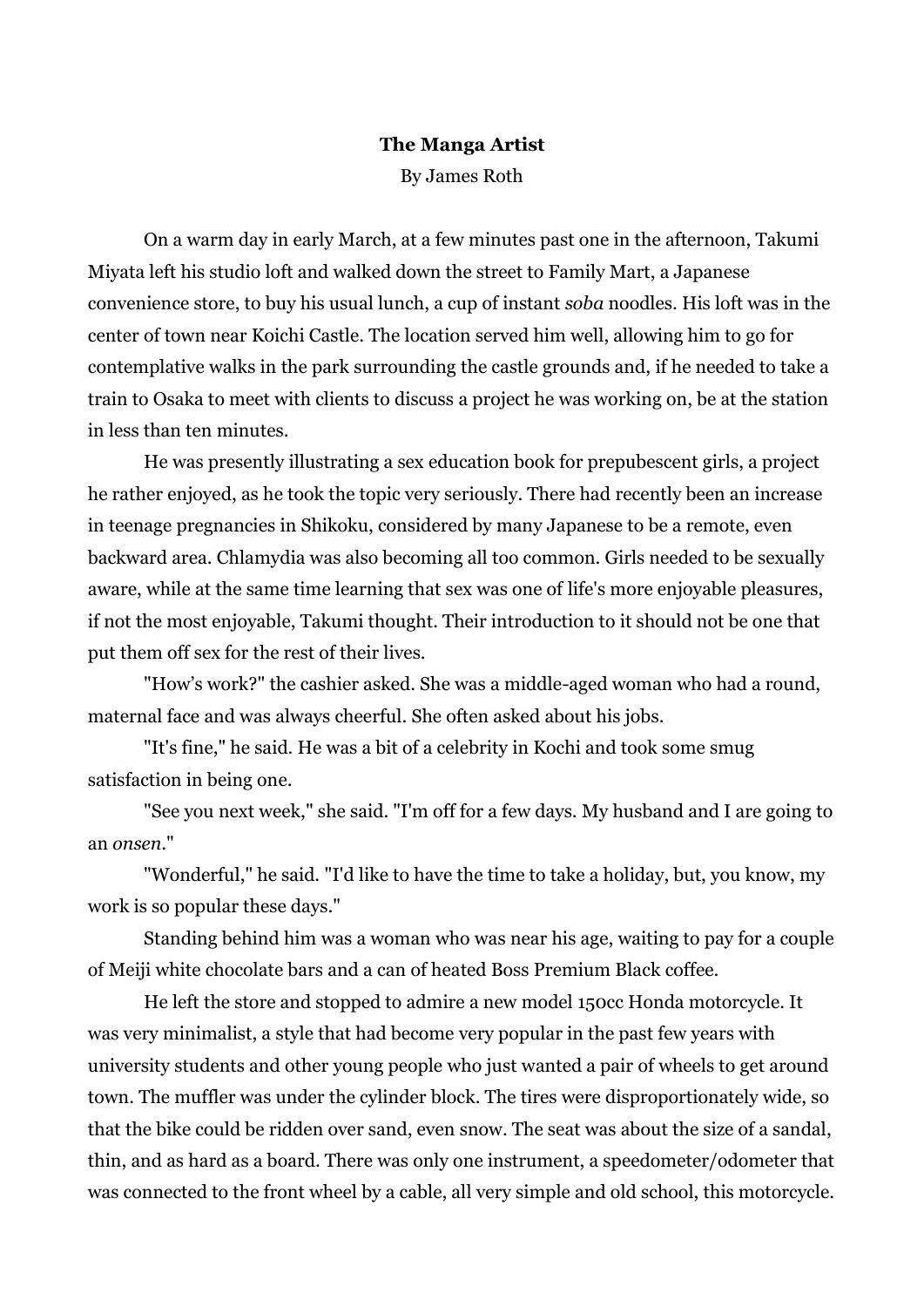**The Manga Artist**

By James Roth

On a warm day in early March, at a few minutes past one in the afternoon, Takumi Miyata left his studio loft and walked down the street to Family Mart, a Japanese convenience store, to buy his usual lunch, a cup of instant *soba* noodles. His loft was in the center of town near Koichi Castle. The location served him well, allowing him to go for contemplative walks in the park surrounding the castle grounds and, if he needed to take a train to Osaka to meet with clients to discuss a project he was working on, be at the station in less than ten minutes.

He was presently illustrating a sex education book for prepubescent girls, a project he rather enjoyed, as he took the topic very seriously. There had recently been an increase in teenage pregnancies in Shikoku, considered by many Japanese to be a remote, even backward area. Chlamydia was also becoming all too common. Girls needed to be sexually aware, while at the same time learning that sex was one of life's more enjoyable pleasures, if not the most enjoyable, Takumi thought. Their introduction to it should not be one that put them off sex for the rest of their lives.

"How's work?" the cashier asked. She was a middle-aged woman who had a round, maternal face and was always cheerful. She often asked about his jobs.

"It's fine," he said. He was a bit of a celebrity in Kochi and took some smug satisfaction in being one.

"See you next week," she said. "I'm off for a few days. My husband and I are going to an *onsen*."

"Wonderful," he said. "I'd like to have the time to take a holiday, but, you know, my work is so popular these days."

Standing behind him was a woman who was near his age, waiting to pay for a couple of Meiji white chocolate bars and a can of heated Boss Premium Black coffee.

He left the store and stopped to admire a new model 150cc Honda motorcycle. It was very minimalist, a style that had become very popular in the past few years with university students and other young people who just wanted a pair of wheels to get around town. The muffler was under the cylinder block. The tires were disproportionately wide, so that the bike could be ridden over sand, even snow. The seat was about the size of a sandal, thin, and as hard as a board. There was only one instrument, a speedometer/odometer that was connected to the front wheel by a cable, all very simple and old school, this motorcycle.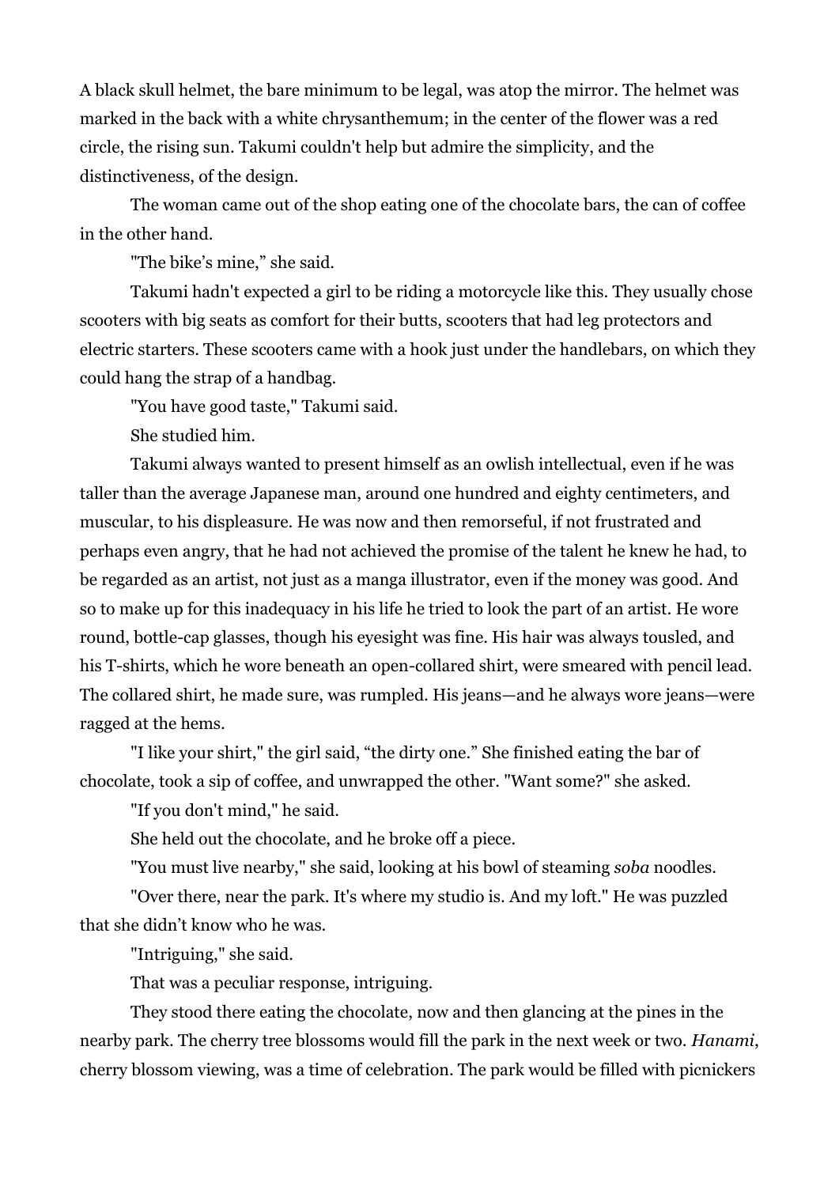A black skull helmet, the bare minimum to be legal, was atop the mirror. The helmet was marked in the back with a white chrysanthemum; in the center of the flower was a red circle, the rising sun. Takumi couldn't help but admire the simplicity, and the distinctiveness, of the design.

The woman came out of the shop eating one of the chocolate bars, the can of coffee in the other hand.

"The bike's mine," she said.

Takumi hadn't expected a girl to be riding a motorcycle like this. They usually chose scooters with big seats as comfort for their butts, scooters that had leg protectors and electric starters. These scooters came with a hook just under the handlebars, on which they could hang the strap of a handbag.

"You have good taste," Takumi said.

She studied him.

Takumi always wanted to present himself as an owlish intellectual, even if he was taller than the average Japanese man, around one hundred and eighty centimeters, and muscular, to his displeasure. He was now and then remorseful, if not frustrated and perhaps even angry, that he had not achieved the promise of the talent he knew he had, to be regarded as an artist, not just as a manga illustrator, even if the money was good. And so to make up for this inadequacy in his life he tried to look the part of an artist. He wore round, bottle-cap glasses, though his eyesight was fine. His hair was always tousled, and his T-shirts, which he wore beneath an open-collared shirt, were smeared with pencil lead. The collared shirt, he made sure, was rumpled. His jeans—and he always wore jeans—were ragged at the hems.

"I like your shirt," the girl said, "the dirty one." She finished eating the bar of chocolate, took a sip of coffee, and unwrapped the other. "Want some?" she asked.

"If you don't mind," he said.

She held out the chocolate, and he broke off a piece.

"You must live nearby," she said, looking at his bowl of steaming *soba* noodles.

"Over there, near the park. It's where my studio is. And my loft." He was puzzled that she didn't know who he was.

"Intriguing," she said.

That was a peculiar response, intriguing.

They stood there eating the chocolate, now and then glancing at the pines in the nearby park. The cherry tree blossoms would fill the park in the next week or two. *Hanami*, cherry blossom viewing, was a time of celebration. The park would be filled with picnickers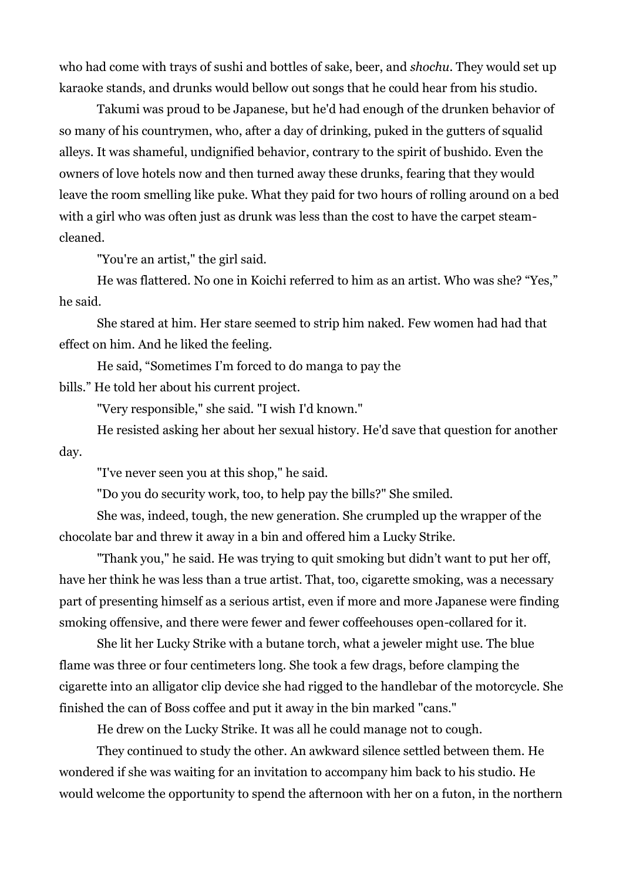who had come with trays of sushi and bottles of sake, beer, and *shochu*. They would set up karaoke stands, and drunks would bellow out songs that he could hear from his studio.

Takumi was proud to be Japanese, but he'd had enough of the drunken behavior of so many of his countrymen, who, after a day of drinking, puked in the gutters of squalid alleys. It was shameful, undignified behavior, contrary to the spirit of bushido. Even the owners of love hotels now and then turned away these drunks, fearing that they would leave the room smelling like puke. What they paid for two hours of rolling around on a bed with a girl who was often just as drunk was less than the cost to have the carpet steam-cleaned.

"You're an artist," the girl said.

He was flattered. No one in Koichi referred to him as an artist. Who was she? "Yes," he said.

She stared at him. Her stare seemed to strip him naked. Few women had had that effect on him. And he liked the feeling.

He said, "Sometimes I'm forced to do manga to pay the bills." He told her about his current project.

"Very responsible," she said. "I wish I'd known."

He resisted asking her about her sexual history. He'd save that question for another day.

"I've never seen you at this shop," he said.

"Do you do security work, too, to help pay the bills?" She smiled.

She was, indeed, tough, the new generation. She crumpled up the wrapper of the chocolate bar and threw it away in a bin and offered him a Lucky Strike.

"Thank you," he said. He was trying to quit smoking but didn't want to put her off, have her think he was less than a true artist. That, too, cigarette smoking, was a necessary part of presenting himself as a serious artist, even if more and more Japanese were finding smoking offensive, and there were fewer and fewer coffeehouses open-collared for it.

She lit her Lucky Strike with a butane torch, what a jeweler might use. The blue flame was three or four centimeters long. She took a few drags, before clamping the cigarette into an alligator clip device she had rigged to the handlebar of the motorcycle. She finished the can of Boss coffee and put it away in the bin marked "cans."

He drew on the Lucky Strike. It was all he could manage not to cough.

They continued to study the other. An awkward silence settled between them. He wondered if she was waiting for an invitation to accompany him back to his studio. He would welcome the opportunity to spend the afternoon with her on a futon, in the northern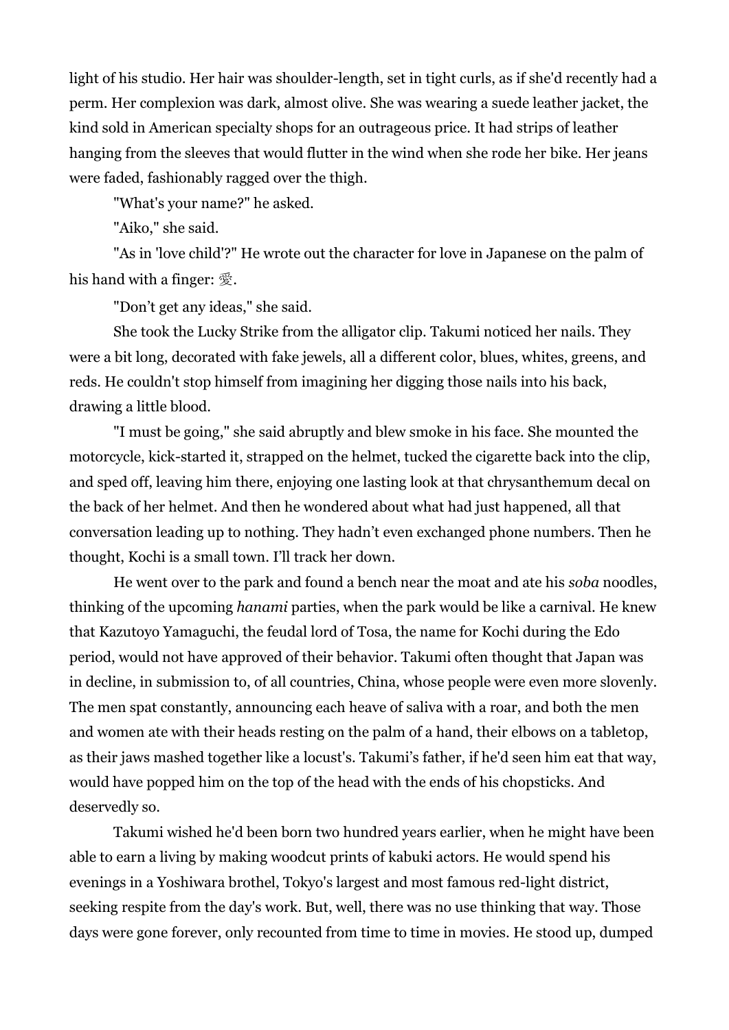light of his studio. Her hair was shoulder-length, set in tight curls, as if she'd recently had a perm. Her complexion was dark, almost olive. She was wearing a suede leather jacket, the kind sold in American specialty shops for an outrageous price. It had strips of leather hanging from the sleeves that would flutter in the wind when she rode her bike. Her jeans were faded, fashionably ragged over the thigh.

"What's your name?" he asked.

"Aiko," she said.

"As in 'love child'?" He wrote out the character for love in Japanese on the palm of his hand with a finger: 愛.

"Don't get any ideas," she said.

She took the Lucky Strike from the alligator clip. Takumi noticed her nails. They were a bit long, decorated with fake jewels, all a different color, blues, whites, greens, and reds. He couldn't stop himself from imagining her digging those nails into his back, drawing a little blood.

"I must be going," she said abruptly and blew smoke in his face. She mounted the motorcycle, kick-started it, strapped on the helmet, tucked the cigarette back into the clip, and sped off, leaving him there, enjoying one lasting look at that chrysanthemum decal on the back of her helmet. And then he wondered about what had just happened, all that conversation leading up to nothing. They hadn't even exchanged phone numbers. Then he thought, Kochi is a small town. I'll track her down.

He went over to the park and found a bench near the moat and ate his *soba* noodles, thinking of the upcoming *hanami* parties, when the park would be like a carnival. He knew that Kazutoyo Yamaguchi, the feudal lord of Tosa, the name for Kochi during the Edo period, would not have approved of their behavior. Takumi often thought that Japan was in decline, in submission to, of all countries, China, whose people were even more slovenly. The men spat constantly, announcing each heave of saliva with a roar, and both the men and women ate with their heads resting on the palm of a hand, their elbows on a tabletop, as their jaws mashed together like a locust's. Takumi's father, if he'd seen him eat that way, would have popped him on the top of the head with the ends of his chopsticks. And deservedly so.

Takumi wished he'd been born two hundred years earlier, when he might have been able to earn a living by making woodcut prints of kabuki actors. He would spend his evenings in a Yoshiwara brothel, Tokyo's largest and most famous red-light district, seeking respite from the day's work. But, well, there was no use thinking that way. Those days were gone forever, only recounted from time to time in movies. He stood up, dumped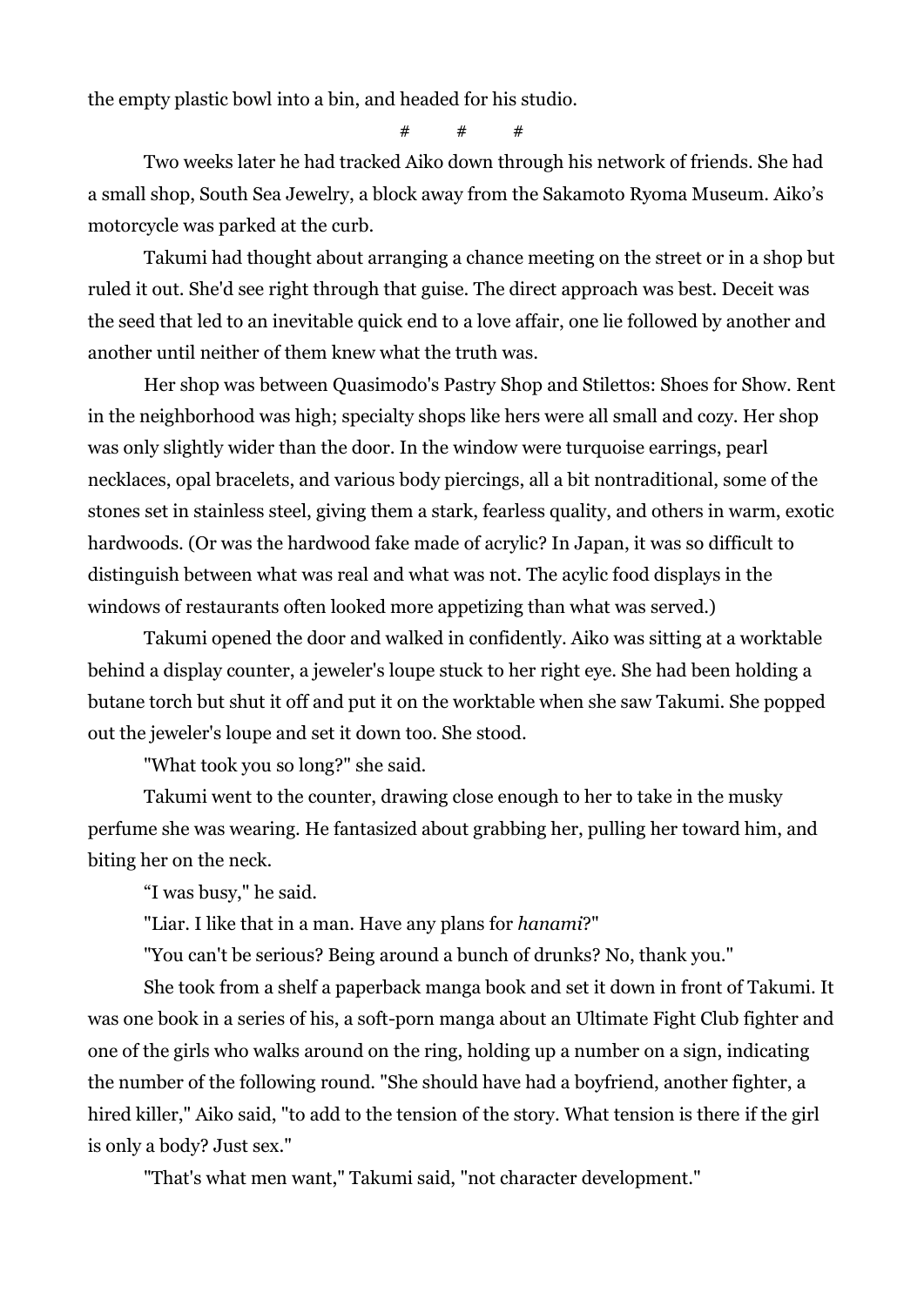the empty plastic bowl into a bin, and headed for his studio.

# # #

Two weeks later he had tracked Aiko down through his network of friends. She had a small shop, South Sea Jewelry, a block away from the Sakamoto Ryoma Museum. Aiko's motorcycle was parked at the curb.

Takumi had thought about arranging a chance meeting on the street or in a shop but ruled it out. She'd see right through that guise. The direct approach was best. Deceit was the seed that led to an inevitable quick end to a love affair, one lie followed by another and another until neither of them knew what the truth was.

Her shop was between Quasimodo's Pastry Shop and Stilettos: Shoes for Show. Rent in the neighborhood was high; specialty shops like hers were all small and cozy. Her shop was only slightly wider than the door. In the window were turquoise earrings, pearl necklaces, opal bracelets, and various body piercings, all a bit nontraditional, some of the stones set in stainless steel, giving them a stark, fearless quality, and others in warm, exotic hardwoods. (Or was the hardwood fake made of acrylic? In Japan, it was so difficult to distinguish between what was real and what was not. The acylic food displays in the windows of restaurants often looked more appetizing than what was served.)

Takumi opened the door and walked in confidently. Aiko was sitting at a worktable behind a display counter, a jeweler's loupe stuck to her right eye. She had been holding a butane torch but shut it off and put it on the worktable when she saw Takumi. She popped out the jeweler's loupe and set it down too. She stood.

"What took you so long?" she said.

Takumi went to the counter, drawing close enough to her to take in the musky perfume she was wearing. He fantasized about grabbing her, pulling her toward him, and biting her on the neck.

"I was busy," he said.

"Liar. I like that in a man. Have any plans for *hanami*?"

"You can't be serious? Being around a bunch of drunks? No, thank you."

She took from a shelf a paperback manga book and set it down in front of Takumi. It was one book in a series of his, a soft-porn manga about an Ultimate Fight Club fighter and one of the girls who walks around on the ring, holding up a number on a sign, indicating the number of the following round. "She should have had a boyfriend, another fighter, a hired killer," Aiko said, "to add to the tension of the story. What tension is there if the girl is only a body? Just sex."

"That's what men want," Takumi said, "not character development."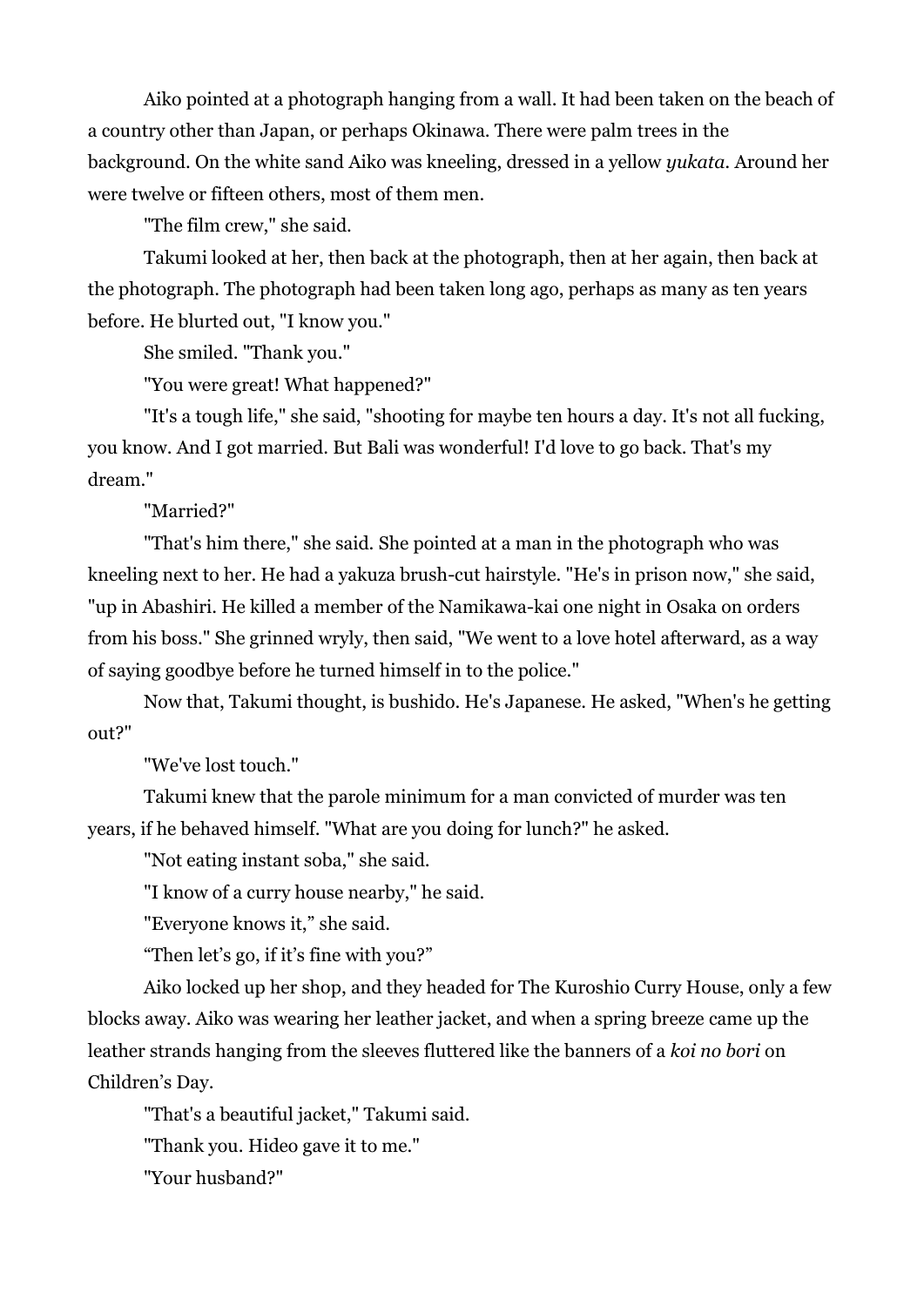Aiko pointed at a photograph hanging from a wall. It had been taken on the beach of a country other than Japan, or perhaps Okinawa. There were palm trees in the background. On the white sand Aiko was kneeling, dressed in a yellow *yukata*. Around her were twelve or fifteen others, most of them men.

"The film crew," she said.

Takumi looked at her, then back at the photograph, then at her again, then back at the photograph. The photograph had been taken long ago, perhaps as many as ten years before. He blurted out, "I know you."

She smiled. "Thank you."

"You were great! What happened?"

"It's a tough life," she said, "shooting for maybe ten hours a day. It's not all fucking, you know. And I got married. But Bali was wonderful! I'd love to go back. That's my dream."

"Married?"

"That's him there," she said. She pointed at a man in the photograph who was kneeling next to her. He had a yakuza brush-cut hairstyle. "He's in prison now," she said, "up in Abashiri. He killed a member of the Namikawa-kai one night in Osaka on orders from his boss." She grinned wryly, then said, "We went to a love hotel afterward, as a way of saying goodbye before he turned himself in to the police."

Now that, Takumi thought, is bushido. He's Japanese. He asked, "When's he getting out?"

"We've lost touch."

Takumi knew that the parole minimum for a man convicted of murder was ten years, if he behaved himself. "What are you doing for lunch?" he asked.

"Not eating instant soba," she said.

"I know of a curry house nearby," he said.

"Everyone knows it," she said.

"Then let's go, if it's fine with you?"

Aiko locked up her shop, and they headed for The Kuroshio Curry House, only a few blocks away. Aiko was wearing her leather jacket, and when a spring breeze came up the leather strands hanging from the sleeves fluttered like the banners of a *koi no bori* on Children's Day.

"That's a beautiful jacket," Takumi said.

"Thank you. Hideo gave it to me."

"Your husband?"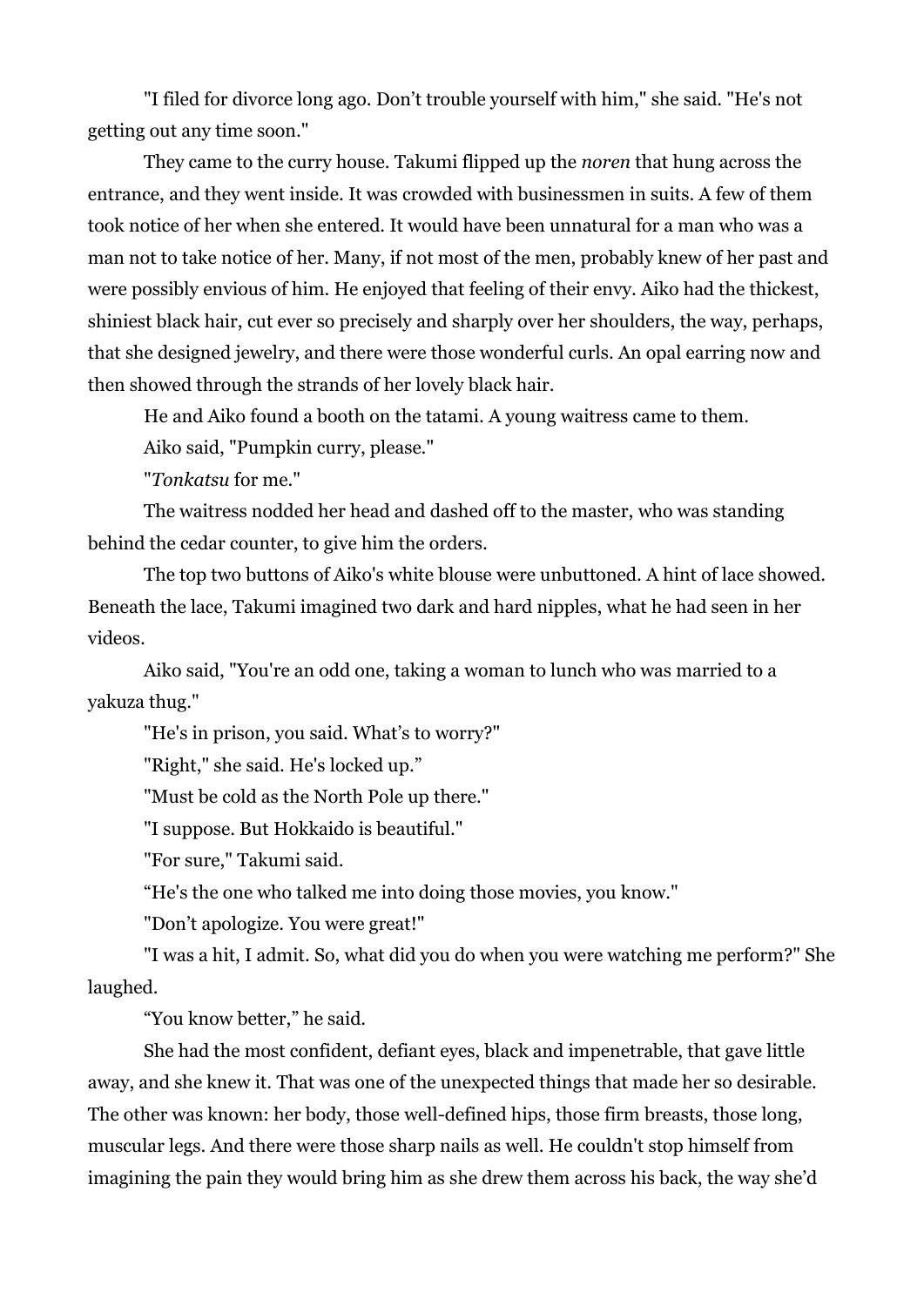"I filed for divorce long ago. Don't trouble yourself with him," she said. "He's not getting out any time soon."

They came to the curry house. Takumi flipped up the *noren* that hung across the entrance, and they went inside. It was crowded with businessmen in suits. A few of them took notice of her when she entered. It would have been unnatural for a man who was a man not to take notice of her. Many, if not most of the men, probably knew of her past and were possibly envious of him. He enjoyed that feeling of their envy. Aiko had the thickest, shiniest black hair, cut ever so precisely and sharply over her shoulders, the way, perhaps, that she designed jewelry, and there were those wonderful curls. An opal earring now and then showed through the strands of her lovely black hair.

He and Aiko found a booth on the tatami. A young waitress came to them.

Aiko said, "Pumpkin curry, please."

"*Tonkatsu* for me."

The waitress nodded her head and dashed off to the master, who was standing behind the cedar counter, to give him the orders.

The top two buttons of Aiko's white blouse were unbuttoned. A hint of lace showed. Beneath the lace, Takumi imagined two dark and hard nipples, what he had seen in her videos.

Aiko said, "You're an odd one, taking a woman to lunch who was married to a yakuza thug."

"He's in prison, you said. What's to worry?"

"Right," she said. He's locked up."

"Must be cold as the North Pole up there."

"I suppose. But Hokkaido is beautiful."

"For sure," Takumi said.

"He's the one who talked me into doing those movies, you know."

"Don't apologize. You were great!"

"I was a hit, I admit. So, what did you do when you were watching me perform?" She laughed.

"You know better," he said.

She had the most confident, defiant eyes, black and impenetrable, that gave little away, and she knew it. That was one of the unexpected things that made her so desirable. The other was known: her body, those well-defined hips, those firm breasts, those long, muscular legs. And there were those sharp nails as well. He couldn't stop himself from imagining the pain they would bring him as she drew them across his back, the way she'd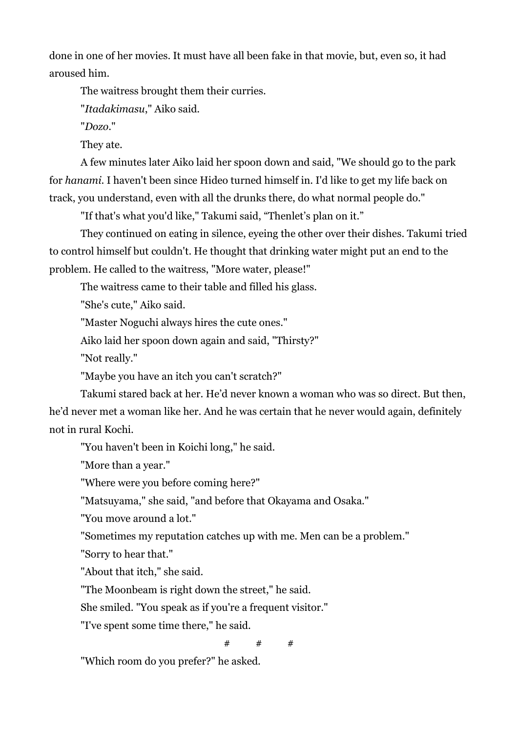done in one of her movies. It must have all been fake in that movie, but, even so, it had aroused him.

The waitress brought them their curries.

"*Itadakimasu*," Aiko said.

"*Dozo*."

They ate.

A few minutes later Aiko laid her spoon down and said, "We should go to the park for *hanami*. I haven't been since Hideo turned himself in. I'd like to get my life back on track, you understand, even with all the drunks there, do what normal people do."

"If that's what you'd like," Takumi said, "Thenlet's plan on it."

They continued on eating in silence, eyeing the other over their dishes. Takumi tried to control himself but couldn't. He thought that drinking water might put an end to the problem. He called to the waitress, "More water, please!"

The waitress came to their table and filled his glass.

"She's cute," Aiko said.

"Master Noguchi always hires the cute ones."

Aiko laid her spoon down again and said, "Thirsty?"

"Not really."

"Maybe you have an itch you can't scratch?"

Takumi stared back at her. He'd never known a woman who was so direct. But then, he'd never met a woman like her. And he was certain that he never would again, definitely not in rural Kochi.

"You haven't been in Koichi long," he said.

"More than a year."

"Where were you before coming here?"

"Matsuyama," she said, "and before that Okayama and Osaka."

"You move around a lot."

"Sometimes my reputation catches up with me. Men can be a problem."

"Sorry to hear that."

"About that itch," she said.

"The Moonbeam is right down the street," he said.

She smiled. "You speak as if you're a frequent visitor."

"I've spent some time there," he said.

# # #

"Which room do you prefer?" he asked.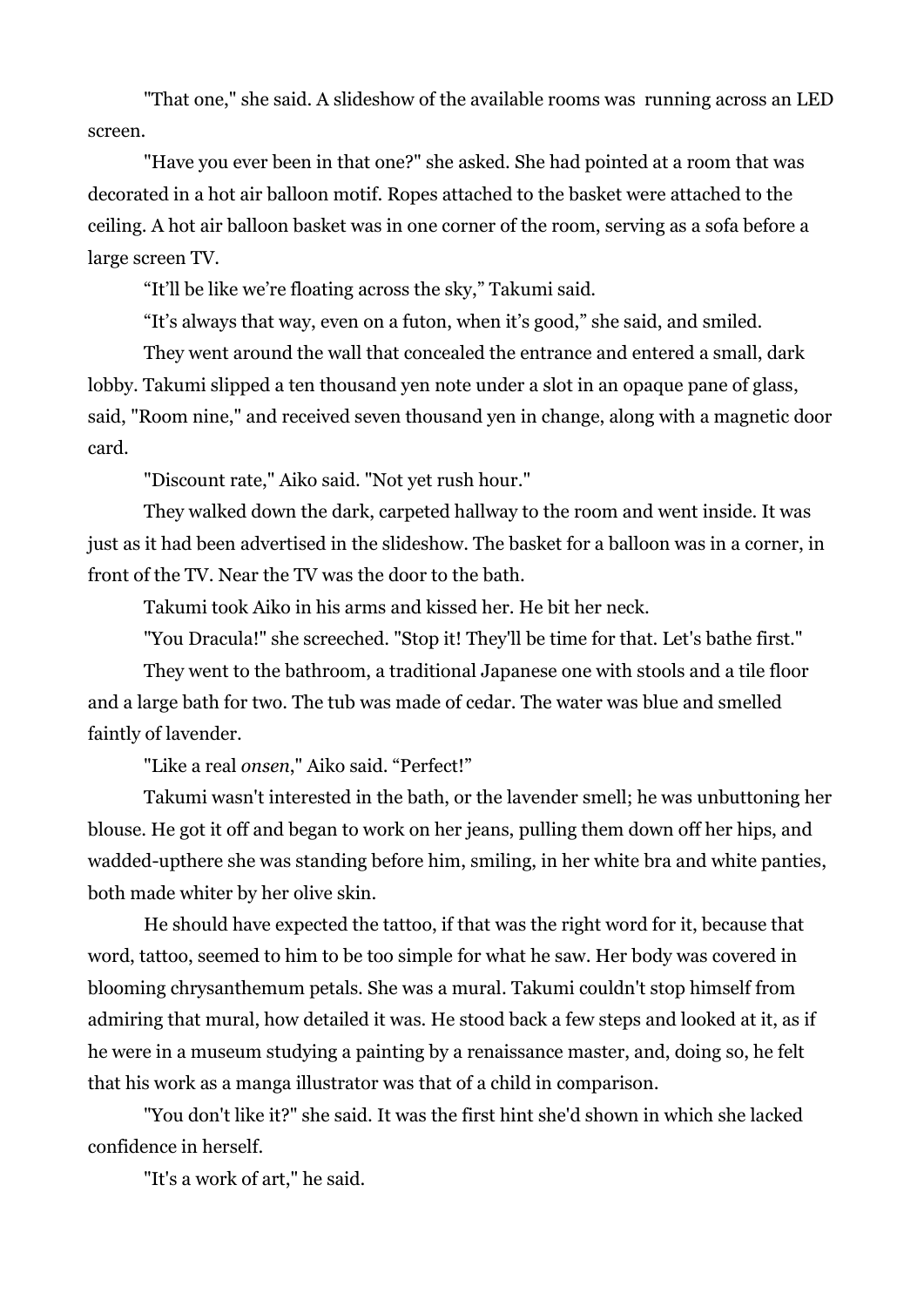"That one," she said. A slideshow of the available rooms was running across an LED screen.

"Have you ever been in that one?" she asked. She had pointed at a room that was decorated in a hot air balloon motif. Ropes attached to the basket were attached to the ceiling. A hot air balloon basket was in one corner of the room, serving as a sofa before a large screen TV.

“It’ll be like we’re floating across the sky,” Takumi said.

“It’s always that way, even on a futon, when it’s good,” she said, and smiled.

They went around the wall that concealed the entrance and entered a small, dark lobby. Takumi slipped a ten thousand yen note under a slot in an opaque pane of glass, said, "Room nine," and received seven thousand yen in change, along with a magnetic door card.

"Discount rate," Aiko said. "Not yet rush hour."

They walked down the dark, carpeted hallway to the room and went inside. It was just as it had been advertised in the slideshow. The basket for a balloon was in a corner, in front of the TV. Near the TV was the door to the bath.

Takumi took Aiko in his arms and kissed her. He bit her neck.

"You Dracula!" she screeched. "Stop it! They'll be time for that. Let's bathe first."

They went to the bathroom, a traditional Japanese one with stools and a tile floor and a large bath for two. The tub was made of cedar. The water was blue and smelled faintly of lavender.

"Like a real *onsen*," Aiko said. “Perfect!”

Takumi wasn't interested in the bath, or the lavender smell; he was unbuttoning her blouse. He got it off and began to work on her jeans, pulling them down off her hips, and wadded-upthere she was standing before him, smiling, in her white bra and white panties, both made whiter by her olive skin.

He should have expected the tattoo, if that was the right word for it, because that word, tattoo, seemed to him to be too simple for what he saw. Her body was covered in blooming chrysanthemum petals. She was a mural. Takumi couldn't stop himself from admiring that mural, how detailed it was. He stood back a few steps and looked at it, as if he were in a museum studying a painting by a renaissance master, and, doing so, he felt that his work as a manga illustrator was that of a child in comparison.

"You don't like it?" she said. It was the first hint she'd shown in which she lacked confidence in herself.

"It's a work of art," he said.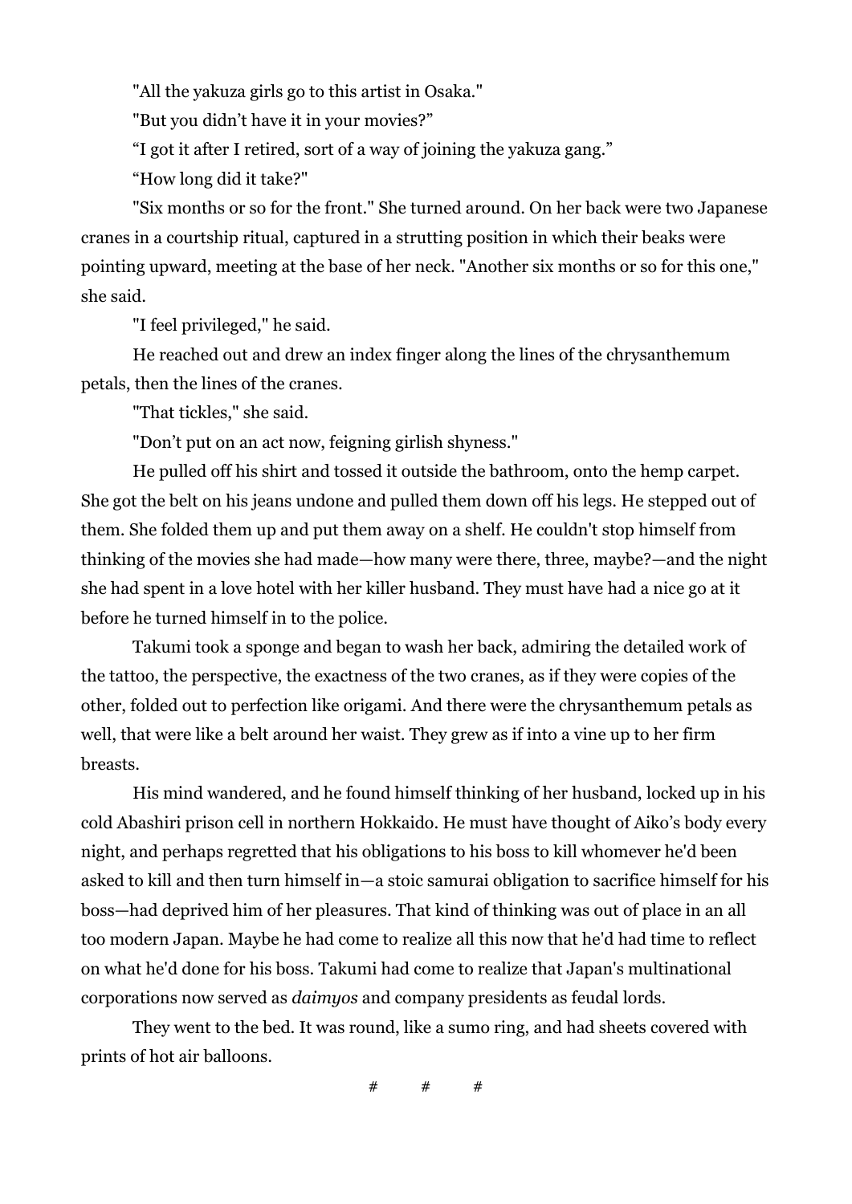"All the yakuza girls go to this artist in Osaka."

"But you didn't have it in your movies?"

"I got it after I retired, sort of a way of joining the yakuza gang."

"How long did it take?"

"Six months or so for the front." She turned around. On her back were two Japanese cranes in a courtship ritual, captured in a strutting position in which their beaks were pointing upward, meeting at the base of her neck. "Another six months or so for this one," she said.

"I feel privileged," he said.

He reached out and drew an index finger along the lines of the chrysanthemum petals, then the lines of the cranes.

"That tickles," she said.

"Don't put on an act now, feigning girlish shyness."

He pulled off his shirt and tossed it outside the bathroom, onto the hemp carpet. She got the belt on his jeans undone and pulled them down off his legs. He stepped out of them. She folded them up and put them away on a shelf. He couldn't stop himself from thinking of the movies she had made—how many were there, three, maybe?—and the night she had spent in a love hotel with her killer husband. They must have had a nice go at it before he turned himself in to the police.

Takumi took a sponge and began to wash her back, admiring the detailed work of the tattoo, the perspective, the exactness of the two cranes, as if they were copies of the other, folded out to perfection like origami. And there were the chrysanthemum petals as well, that were like a belt around her waist. They grew as if into a vine up to her firm breasts.

His mind wandered, and he found himself thinking of her husband, locked up in his cold Abashiri prison cell in northern Hokkaido. He must have thought of Aiko's body every night, and perhaps regretted that his obligations to his boss to kill whomever he'd been asked to kill and then turn himself in—a stoic samurai obligation to sacrifice himself for his boss—had deprived him of her pleasures. That kind of thinking was out of place in an all too modern Japan. Maybe he had come to realize all this now that he'd had time to reflect on what he'd done for his boss. Takumi had come to realize that Japan's multinational corporations now served as *daimyos* and company presidents as feudal lords.

They went to the bed. It was round, like a sumo ring, and had sheets covered with prints of hot air balloons.

# # #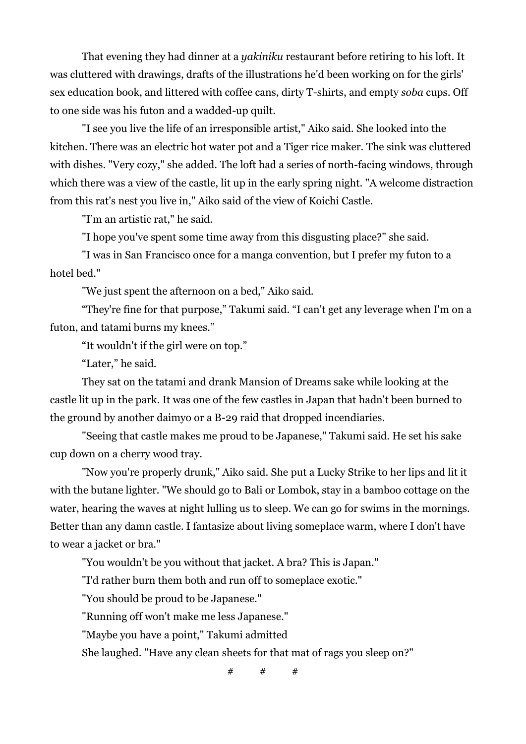That evening they had dinner at a *yakiniku* restaurant before retiring to his loft. It was cluttered with drawings, drafts of the illustrations he'd been working on for the girls' sex education book, and littered with coffee cans, dirty T-shirts, and empty *soba* cups. Off to one side was his futon and a wadded-up quilt.

"I see you live the life of an irresponsible artist," Aiko said. She looked into the kitchen. There was an electric hot water pot and a Tiger rice maker. The sink was cluttered with dishes. "Very cozy," she added. The loft had a series of north-facing windows, through which there was a view of the castle, lit up in the early spring night. "A welcome distraction from this rat's nest you live in," Aiko said of the view of Koichi Castle.

"I'm an artistic rat," he said.

"I hope you've spent some time away from this disgusting place?" she said.

"I was in San Francisco once for a manga convention, but I prefer my futon to a hotel bed."

"We just spent the afternoon on a bed," Aiko said.

"They're fine for that purpose," Takumi said. "I can't get any leverage when I'm on a futon, and tatami burns my knees."

"It wouldn't if the girl were on top."

"Later," he said.

They sat on the tatami and drank Mansion of Dreams sake while looking at the castle lit up in the park. It was one of the few castles in Japan that hadn't been burned to the ground by another daimyo or a B-29 raid that dropped incendiaries.

"Seeing that castle makes me proud to be Japanese," Takumi said. He set his sake cup down on a cherry wood tray.

"Now you're properly drunk," Aiko said. She put a Lucky Strike to her lips and lit it with the butane lighter. "We should go to Bali or Lombok, stay in a bamboo cottage on the water, hearing the waves at night lulling us to sleep. We can go for swims in the mornings. Better than any damn castle. I fantasize about living someplace warm, where I don't have to wear a jacket or bra."

"You wouldn't be you without that jacket. A bra? This is Japan."

"I'd rather burn them both and run off to someplace exotic."

"You should be proud to be Japanese."

"Running off won't make me less Japanese."

"Maybe you have a point," Takumi admitted

She laughed. "Have any clean sheets for that mat of rags you sleep on?"

# # #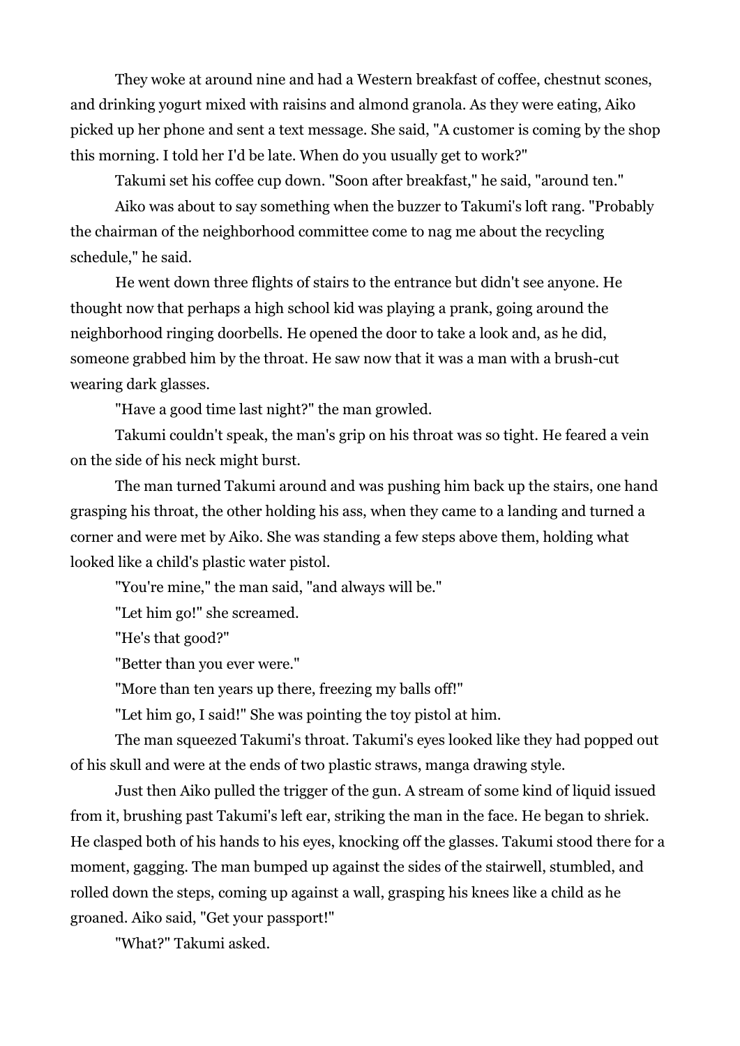They woke at around nine and had a Western breakfast of coffee, chestnut scones, and drinking yogurt mixed with raisins and almond granola. As they were eating, Aiko picked up her phone and sent a text message. She said, "A customer is coming by the shop this morning. I told her I'd be late. When do you usually get to work?"

Takumi set his coffee cup down. "Soon after breakfast," he said, "around ten."

Aiko was about to say something when the buzzer to Takumi's loft rang. "Probably the chairman of the neighborhood committee come to nag me about the recycling schedule," he said.

He went down three flights of stairs to the entrance but didn't see anyone. He thought now that perhaps a high school kid was playing a prank, going around the neighborhood ringing doorbells. He opened the door to take a look and, as he did, someone grabbed him by the throat. He saw now that it was a man with a brush-cut wearing dark glasses.

"Have a good time last night?" the man growled.

Takumi couldn't speak, the man's grip on his throat was so tight. He feared a vein on the side of his neck might burst.

The man turned Takumi around and was pushing him back up the stairs, one hand grasping his throat, the other holding his ass, when they came to a landing and turned a corner and were met by Aiko. She was standing a few steps above them, holding what looked like a child's plastic water pistol.

"You're mine," the man said, "and always will be."

"Let him go!" she screamed.

"He's that good?"

"Better than you ever were."

"More than ten years up there, freezing my balls off!"

"Let him go, I said!" She was pointing the toy pistol at him.

The man squeezed Takumi's throat. Takumi's eyes looked like they had popped out of his skull and were at the ends of two plastic straws, manga drawing style.

Just then Aiko pulled the trigger of the gun. A stream of some kind of liquid issued from it, brushing past Takumi's left ear, striking the man in the face. He began to shriek. He clasped both of his hands to his eyes, knocking off the glasses. Takumi stood there for a moment, gagging. The man bumped up against the sides of the stairwell, stumbled, and rolled down the steps, coming up against a wall, grasping his knees like a child as he groaned. Aiko said, "Get your passport!"

"What?" Takumi asked.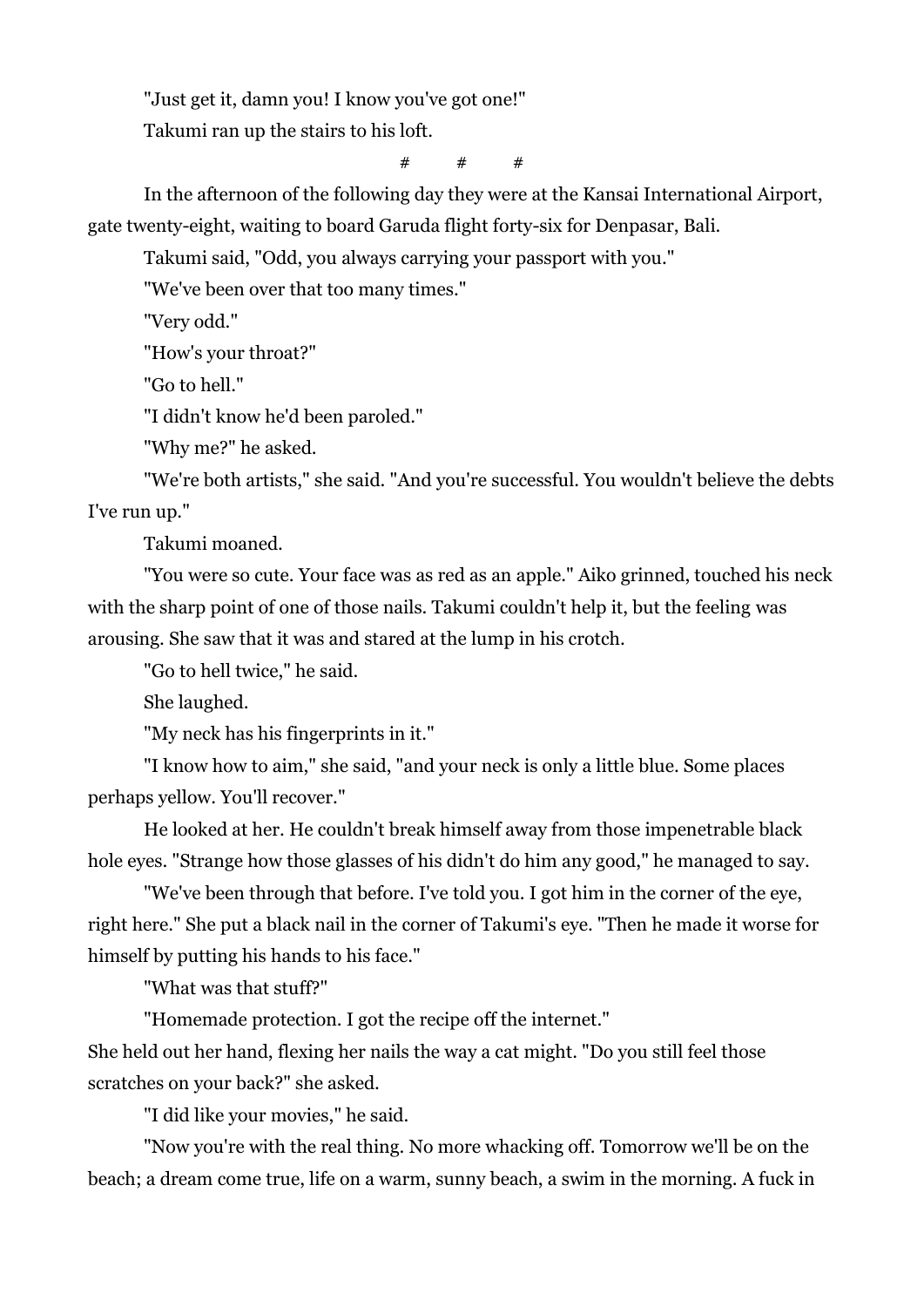"Just get it, damn you! I know you've got one!"

Takumi ran up the stairs to his loft.

# # #

In the afternoon of the following day they were at the Kansai International Airport, gate twenty-eight, waiting to board Garuda flight forty-six for Denpasar, Bali.

Takumi said, "Odd, you always carrying your passport with you."

"We've been over that too many times."

"Very odd."

"How's your throat?"

"Go to hell."

"I didn't know he'd been paroled."

"Why me?" he asked.

"We're both artists," she said. "And you're successful. You wouldn't believe the debts I've run up."

Takumi moaned.

"You were so cute. Your face was as red as an apple." Aiko grinned, touched his neck with the sharp point of one of those nails. Takumi couldn't help it, but the feeling was arousing. She saw that it was and stared at the lump in his crotch.

"Go to hell twice," he said.

She laughed.

"My neck has his fingerprints in it."

"I know how to aim," she said, "and your neck is only a little blue. Some places perhaps yellow. You'll recover."

He looked at her. He couldn't break himself away from those impenetrable black hole eyes. "Strange how those glasses of his didn't do him any good," he managed to say.

"We've been through that before. I've told you. I got him in the corner of the eye, right here." She put a black nail in the corner of Takumi's eye. "Then he made it worse for himself by putting his hands to his face."

"What was that stuff?"

"Homemade protection. I got the recipe off the internet."

She held out her hand, flexing her nails the way a cat might. "Do you still feel those scratches on your back?" she asked.

"I did like your movies," he said.

"Now you're with the real thing. No more whacking off. Tomorrow we'll be on the beach; a dream come true, life on a warm, sunny beach, a swim in the morning. A fuck in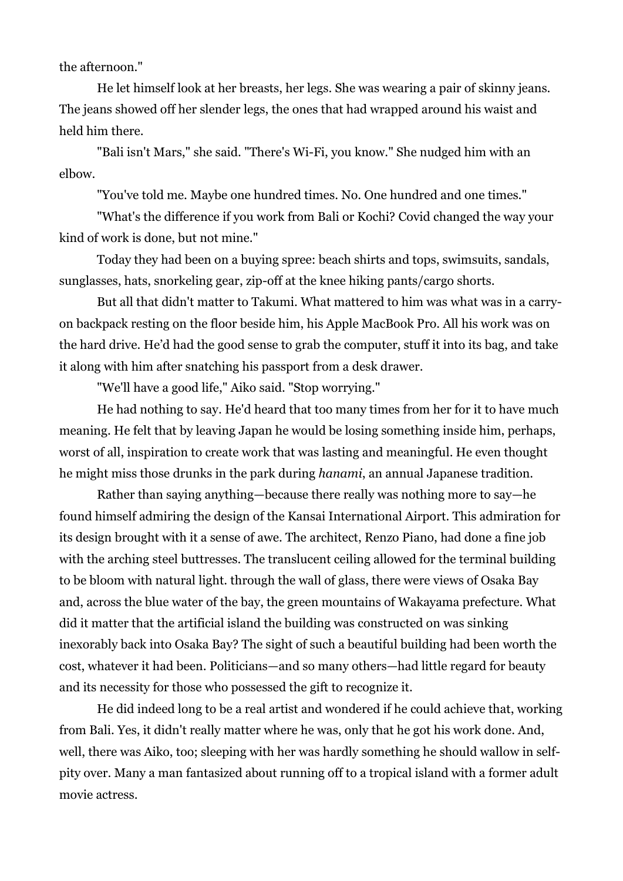the afternoon."

He let himself look at her breasts, her legs. She was wearing a pair of skinny jeans. The jeans showed off her slender legs, the ones that had wrapped around his waist and held him there.

"Bali isn't Mars," she said. "There's Wi-Fi, you know." She nudged him with an elbow.

"You've told me. Maybe one hundred times. No. One hundred and one times."

"What's the difference if you work from Bali or Kochi? Covid changed the way your kind of work is done, but not mine."

Today they had been on a buying spree: beach shirts and tops, swimsuits, sandals, sunglasses, hats, snorkeling gear, zip-off at the knee hiking pants/cargo shorts.

But all that didn't matter to Takumi. What mattered to him was what was in a carry-on backpack resting on the floor beside him, his Apple MacBook Pro. All his work was on the hard drive. He'd had the good sense to grab the computer, stuff it into its bag, and take it along with him after snatching his passport from a desk drawer.

"We'll have a good life," Aiko said. "Stop worrying."

He had nothing to say. He'd heard that too many times from her for it to have much meaning. He felt that by leaving Japan he would be losing something inside him, perhaps, worst of all, inspiration to create work that was lasting and meaningful. He even thought he might miss those drunks in the park during *hanami*, an annual Japanese tradition.

Rather than saying anything—because there really was nothing more to say—he found himself admiring the design of the Kansai International Airport. This admiration for its design brought with it a sense of awe. The architect, Renzo Piano, had done a fine job with the arching steel buttresses. The translucent ceiling allowed for the terminal building to be bloom with natural light. through the wall of glass, there were views of Osaka Bay and, across the blue water of the bay, the green mountains of Wakayama prefecture. What did it matter that the artificial island the building was constructed on was sinking inexorably back into Osaka Bay? The sight of such a beautiful building had been worth the cost, whatever it had been. Politicians—and so many others—had little regard for beauty and its necessity for those who possessed the gift to recognize it.

He did indeed long to be a real artist and wondered if he could achieve that, working from Bali. Yes, it didn't really matter where he was, only that he got his work done. And, well, there was Aiko, too; sleeping with her was hardly something he should wallow in self-pity over. Many a man fantasized about running off to a tropical island with a former adult movie actress.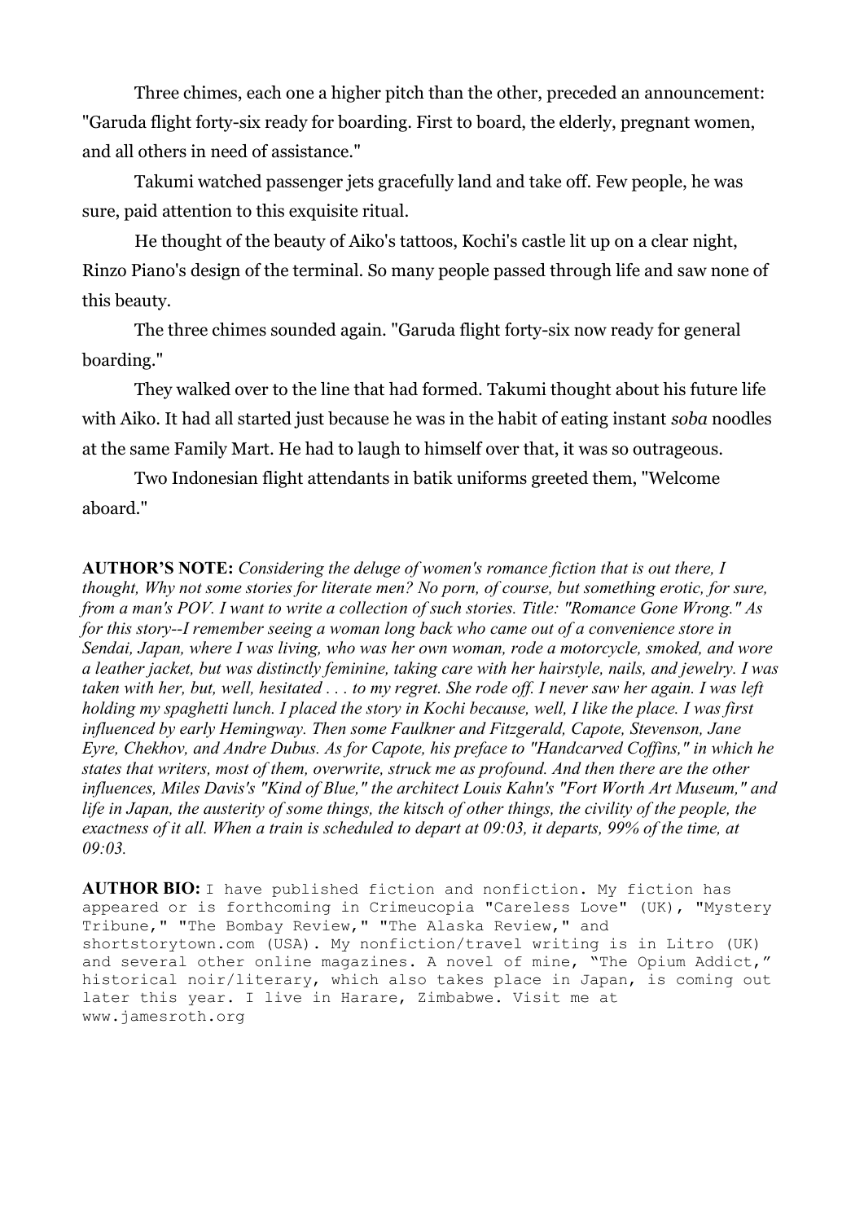Three chimes, each one a higher pitch than the other, preceded an announcement: "Garuda flight forty-six ready for boarding. First to board, the elderly, pregnant women, and all others in need of assistance."

Takumi watched passenger jets gracefully land and take off. Few people, he was sure, paid attention to this exquisite ritual.

He thought of the beauty of Aiko's tattoos, Kochi's castle lit up on a clear night, Rinzo Piano's design of the terminal. So many people passed through life and saw none of this beauty.

The three chimes sounded again. "Garuda flight forty-six now ready for general boarding."

They walked over to the line that had formed. Takumi thought about his future life with Aiko. It had all started just because he was in the habit of eating instant *soba* noodles at the same Family Mart. He had to laugh to himself over that, it was so outrageous.

Two Indonesian flight attendants in batik uniforms greeted them, "Welcome aboard."

**AUTHOR'S NOTE:** *Considering the deluge of women's romance fiction that is out there, I thought, Why not some stories for literate men? No porn, of course, but something erotic, for sure, from a man's POV. I want to write a collection of such stories. Title: "Romance Gone Wrong." As for this story--I remember seeing a woman long back who came out of a convenience store in Sendai, Japan, where I was living, who was her own woman, rode a motorcycle, smoked, and wore a leather jacket, but was distinctly feminine, taking care with her hairstyle, nails, and jewelry. I was taken with her, but, well, hesitated . . . to my regret. She rode off. I never saw her again. I was left holding my spaghetti lunch. I placed the story in Kochi because, well, I like the place. I was first influenced by early Hemingway. Then some Faulkner and Fitzgerald, Capote, Stevenson, Jane Eyre, Chekhov, and Andre Dubus. As for Capote, his preface to "Handcarved Coffins," in which he states that writers, most of them, overwrite, struck me as profound. And then there are the other influences, Miles Davis's "Kind of Blue," the architect Louis Kahn's "Fort Worth Art Museum," and life in Japan, the austerity of some things, the kitsch of other things, the civility of the people, the exactness of it all. When a train is scheduled to depart at 09:03, it departs, 99% of the time, at 09:03.*

**AUTHOR BIO:** I have published fiction and nonfiction. My fiction has appeared or is forthcoming in Crimeucopia "Careless Love" (UK), "Mystery Tribune," "The Bombay Review," "The Alaska Review," and shortstorytown.com (USA). My nonfiction/travel writing is in Litro (UK) and several other online magazines. A novel of mine, "The Opium Addict," historical noir/literary, which also takes place in Japan, is coming out later this year. I live in Harare, Zimbabwe. Visit me at www.jamesroth.org